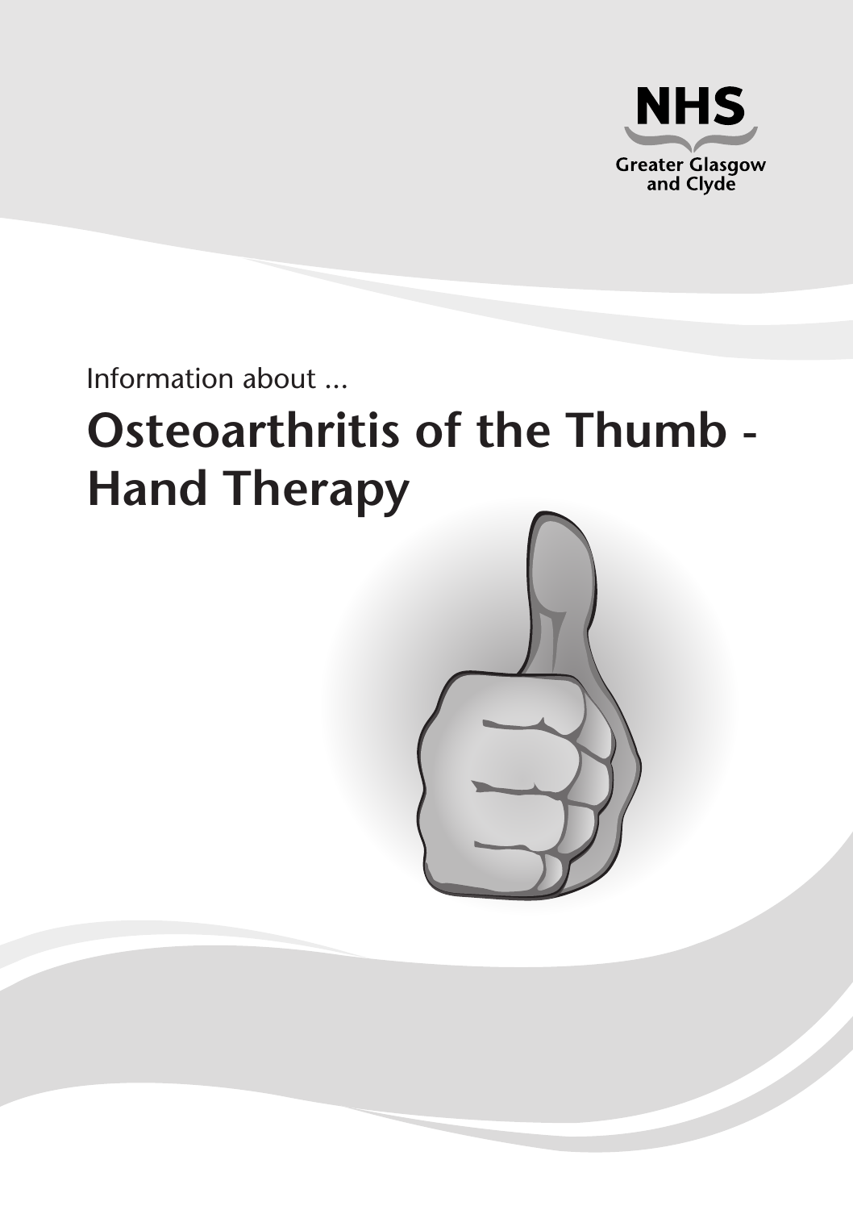NHS
Greater Glasgow and Clyde

Information about ...

# Osteoarthritis of the Thumb - Hand Therapy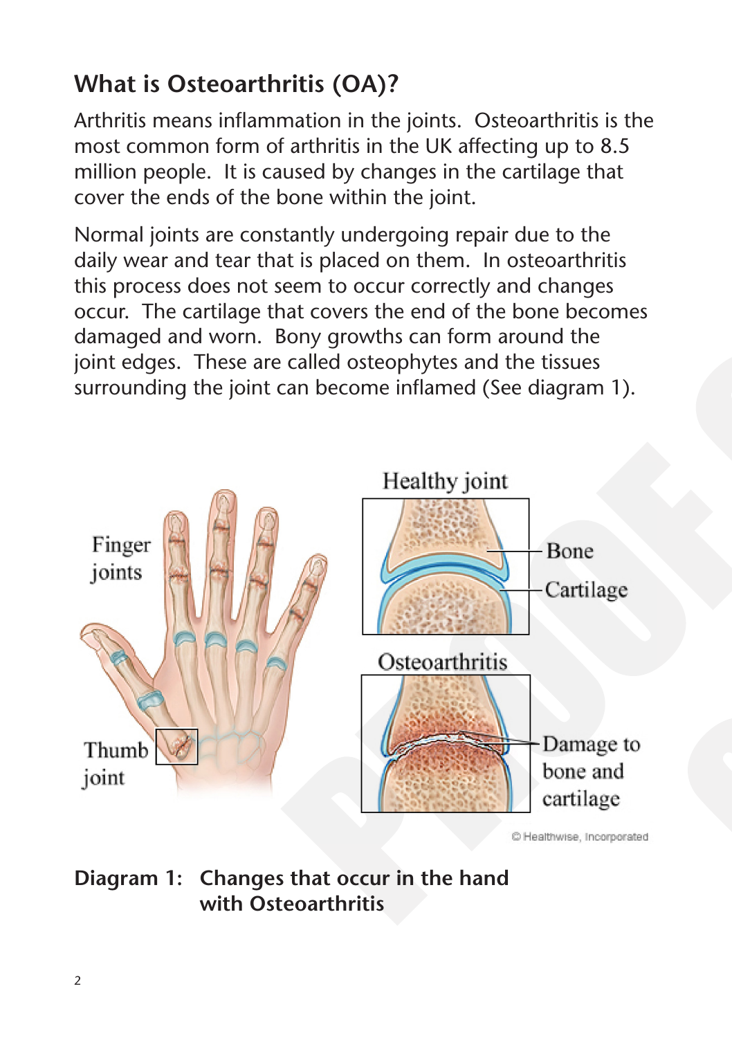## What is Osteoarthritis (OA)?

Arthritis means inflammation in the joints. Osteoarthritis is the most common form of arthritis in the UK affecting up to 8.5 million people. It is caused by changes in the cartilage that cover the ends of the bone within the joint.

Normal joints are constantly undergoing repair due to the daily wear and tear that is placed on them. In osteoarthritis this process does not seem to occur correctly and changes occur. The cartilage that covers the end of the bone becomes damaged and worn. Bony growths can form around the joint edges. These are called osteophytes and the tissues surrounding the joint can become inflamed (See diagram 1).

**Diagram 1: Changes that occur in the hand with Osteoarthritis**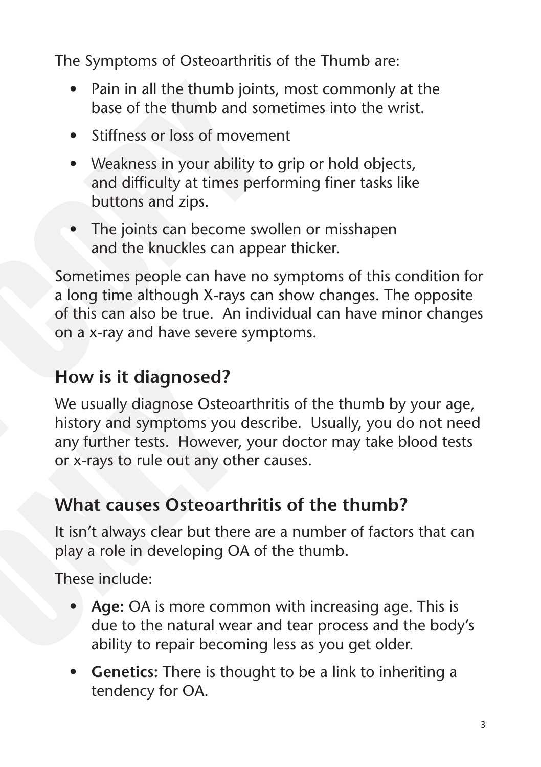The Symptoms of Osteoarthritis of the Thumb are:

- Pain in all the thumb joints, most commonly at the base of the thumb and sometimes into the wrist.
- Stiffness or loss of movement
- Weakness in your ability to grip or hold objects, and difficulty at times performing finer tasks like buttons and zips.
- The joints can become swollen or misshapen and the knuckles can appear thicker.

Sometimes people can have no symptoms of this condition for a long time although X-rays can show changes. The opposite of this can also be true. An individual can have minor changes on a x-ray and have severe symptoms.

## How is it diagnosed?

We usually diagnose Osteoarthritis of the thumb by your age, history and symptoms you describe. Usually, you do not need any further tests. However, your doctor may take blood tests or x-rays to rule out any other causes.

## What causes Osteoarthritis of the thumb?

It isn't always clear but there are a number of factors that can play a role in developing OA of the thumb.

These include:

- **Age:** OA is more common with increasing age. This is due to the natural wear and tear process and the body's ability to repair becoming less as you get older.
- **Genetics:** There is thought to be a link to inheriting a tendency for OA.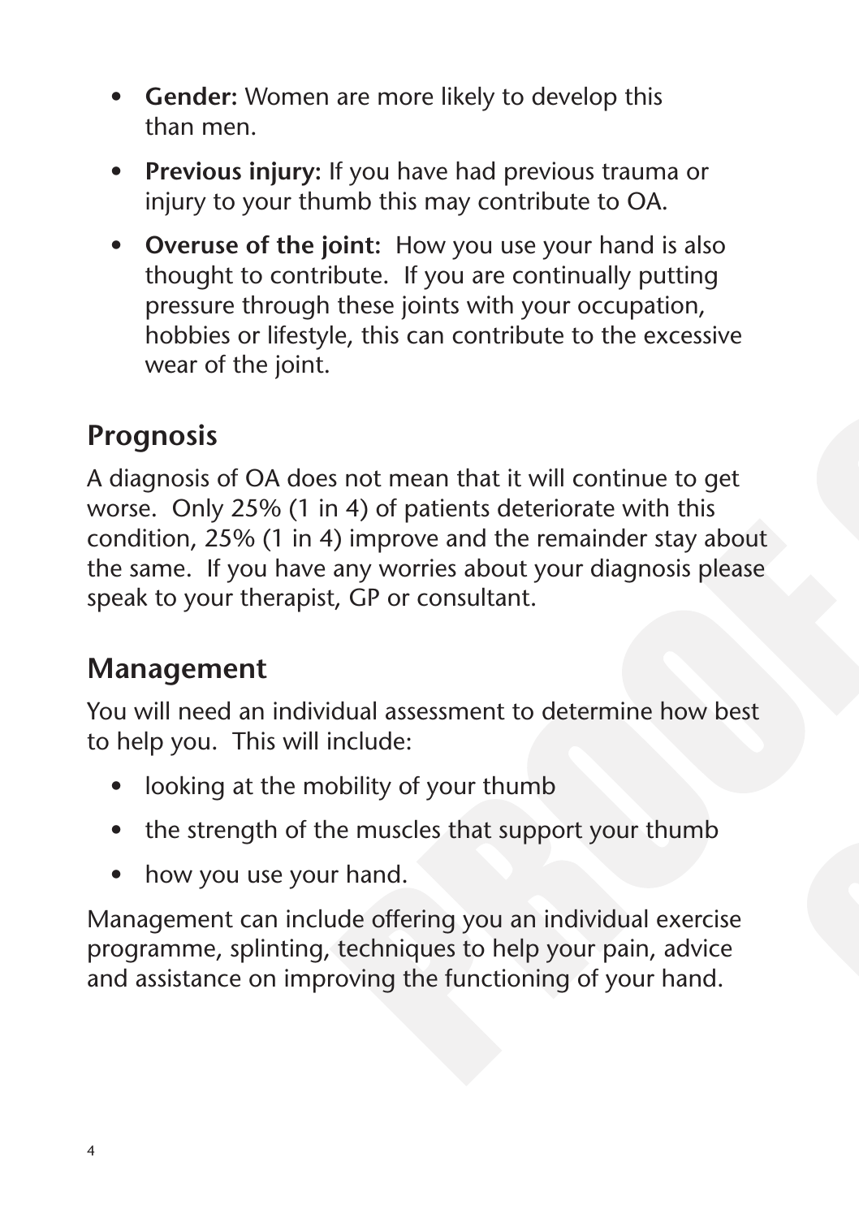- **Gender:** Women are more likely to develop this than men.
- **Previous injury:** If you have had previous trauma or injury to your thumb this may contribute to OA.
- **Overuse of the joint:** How you use your hand is also thought to contribute. If you are continually putting pressure through these joints with your occupation, hobbies or lifestyle, this can contribute to the excessive wear of the joint.

## Prognosis

A diagnosis of OA does not mean that it will continue to get worse. Only 25% (1 in 4) of patients deteriorate with this condition, 25% (1 in 4) improve and the remainder stay about the same. If you have any worries about your diagnosis please speak to your therapist, GP or consultant.

## Management

You will need an individual assessment to determine how best to help you. This will include:

- looking at the mobility of your thumb
- the strength of the muscles that support your thumb
- how you use your hand.

Management can include offering you an individual exercise programme, splinting, techniques to help your pain, advice and assistance on improving the functioning of your hand.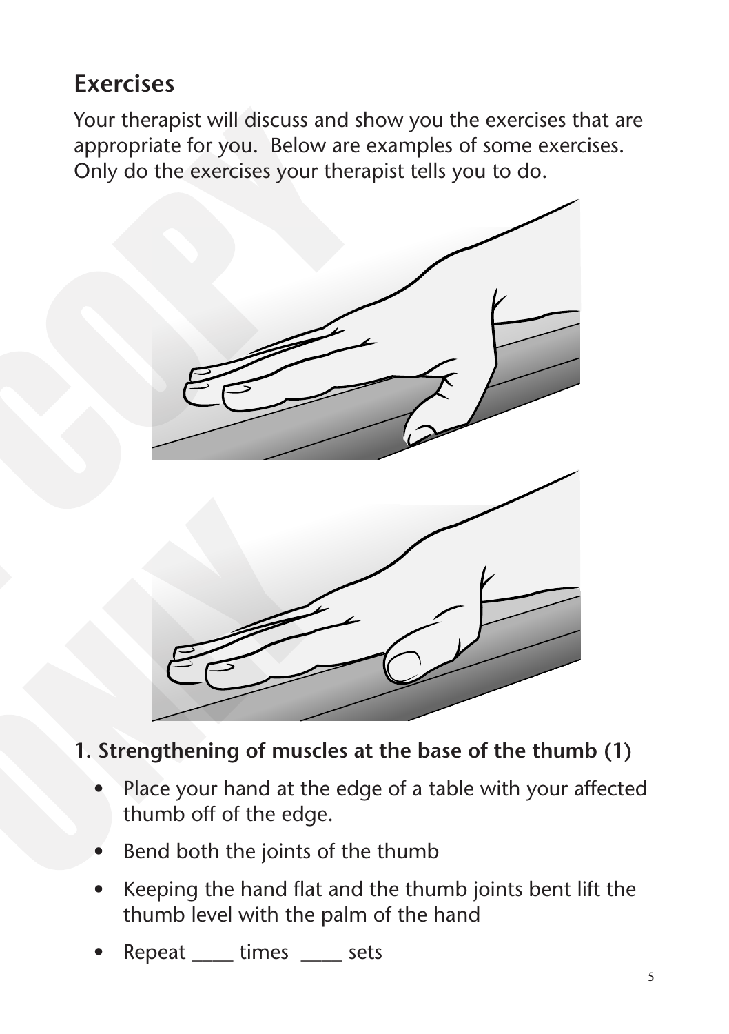## Exercises

Your therapist will discuss and show you the exercises that are appropriate for you. Below are examples of some exercises. Only do the exercises your therapist tells you to do.

**1. Strengthening of muscles at the base of the thumb (1)**

- Place your hand at the edge of a table with your affected thumb off of the edge.
- Bend both the joints of the thumb
- Keeping the hand flat and the thumb joints bent lift the thumb level with the palm of the hand
- Repeat ____ times ____ sets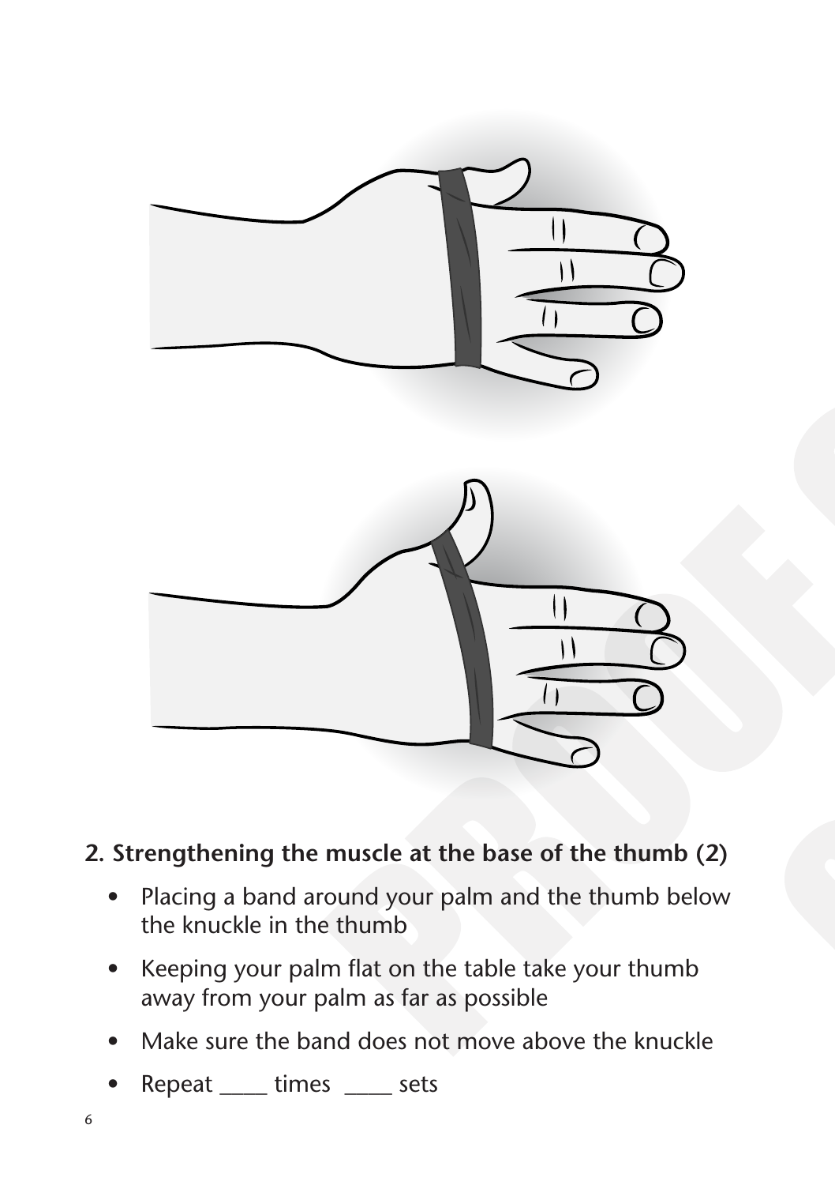## 2. Strengthening the muscle at the base of the thumb (2)

- Placing a band around your palm and the thumb below the knuckle in the thumb
- Keeping your palm flat on the table take your thumb away from your palm as far as possible
- Make sure the band does not move above the knuckle
- Repeat \_\_\_\_ times \_\_\_\_ sets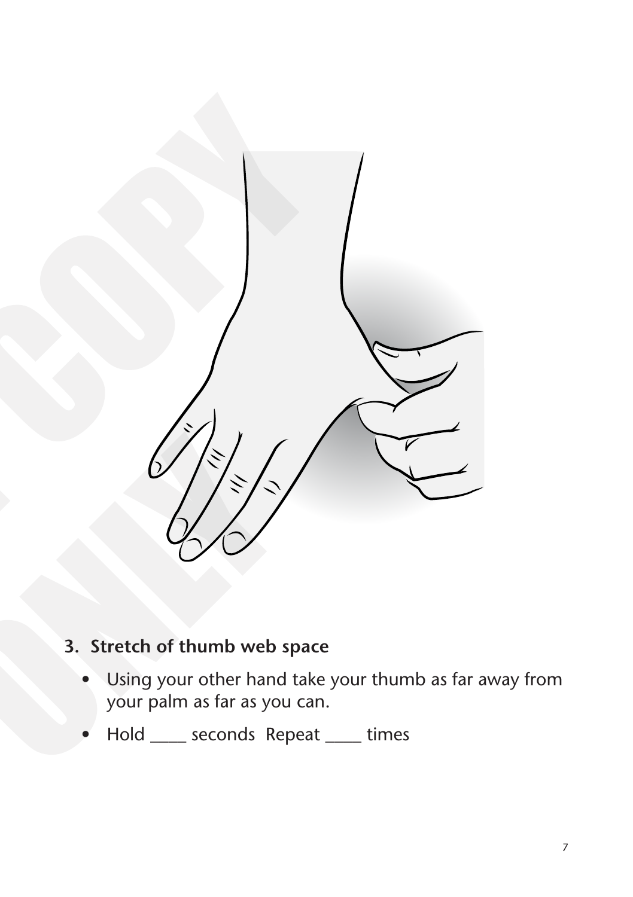### 3. Stretch of thumb web space

- Using your other hand take your thumb as far away from your palm as far as you can.
- Hold ____ seconds Repeat ____ times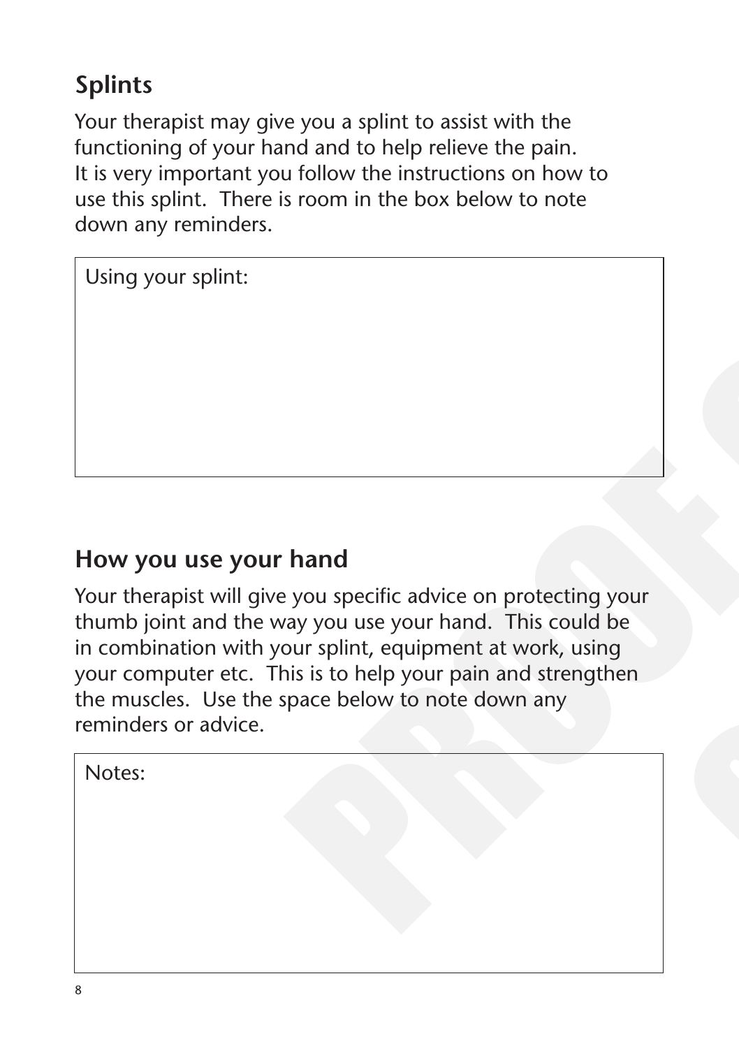## Splints

Your therapist may give you a splint to assist with the functioning of your hand and to help relieve the pain. It is very important you follow the instructions on how to use this splint. There is room in the box below to note down any reminders.

| Using your splint: |
| --- |
| |

## How you use your hand

Your therapist will give you specific advice on protecting your thumb joint and the way you use your hand. This could be in combination with your splint, equipment at work, using your computer etc. This is to help your pain and strengthen the muscles. Use the space below to note down any reminders or advice.

| Notes: |
| --- |
| |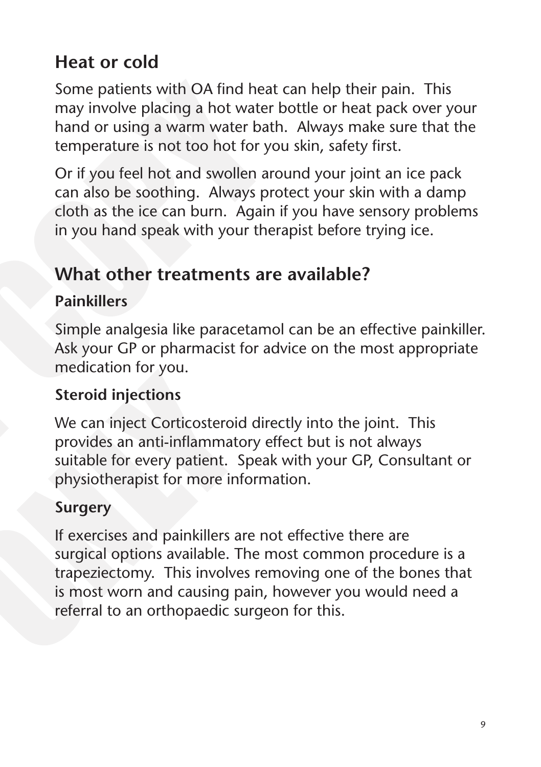## Heat or cold

Some patients with OA find heat can help their pain. This may involve placing a hot water bottle or heat pack over your hand or using a warm water bath. Always make sure that the temperature is not too hot for you skin, safety first.

Or if you feel hot and swollen around your joint an ice pack can also be soothing. Always protect your skin with a damp cloth as the ice can burn. Again if you have sensory problems in you hand speak with your therapist before trying ice.

## What other treatments are available?

### Painkillers

Simple analgesia like paracetamol can be an effective painkiller. Ask your GP or pharmacist for advice on the most appropriate medication for you.

### Steroid injections

We can inject Corticosteroid directly into the joint. This provides an anti-inflammatory effect but is not always suitable for every patient. Speak with your GP, Consultant or physiotherapist for more information.

### Surgery

If exercises and painkillers are not effective there are surgical options available. The most common procedure is a trapeziectomy. This involves removing one of the bones that is most worn and causing pain, however you would need a referral to an orthopaedic surgeon for this.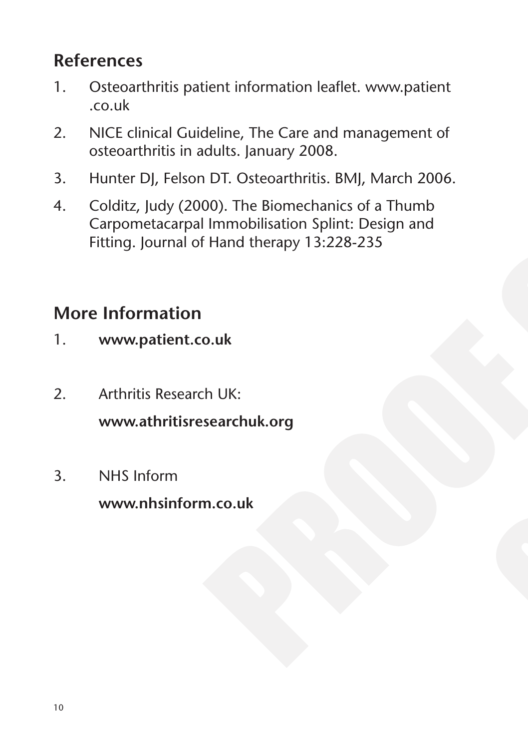## References

1. Osteoarthritis patient information leaflet. www.patient .co.uk
2. NICE clinical Guideline, The Care and management of osteoarthritis in adults. January 2008.
3. Hunter DJ, Felson DT. Osteoarthritis. BMJ, March 2006.
4. Colditz, Judy (2000). The Biomechanics of a Thumb Carpometacarpal Immobilisation Splint: Design and Fitting. Journal of Hand therapy 13:228-235

## More Information

1. **www.patient.co.uk**
2. Arthritis Research UK:

   **www.athritisresearchuk.org**
3. NHS Inform

   **www.nhsinform.co.uk**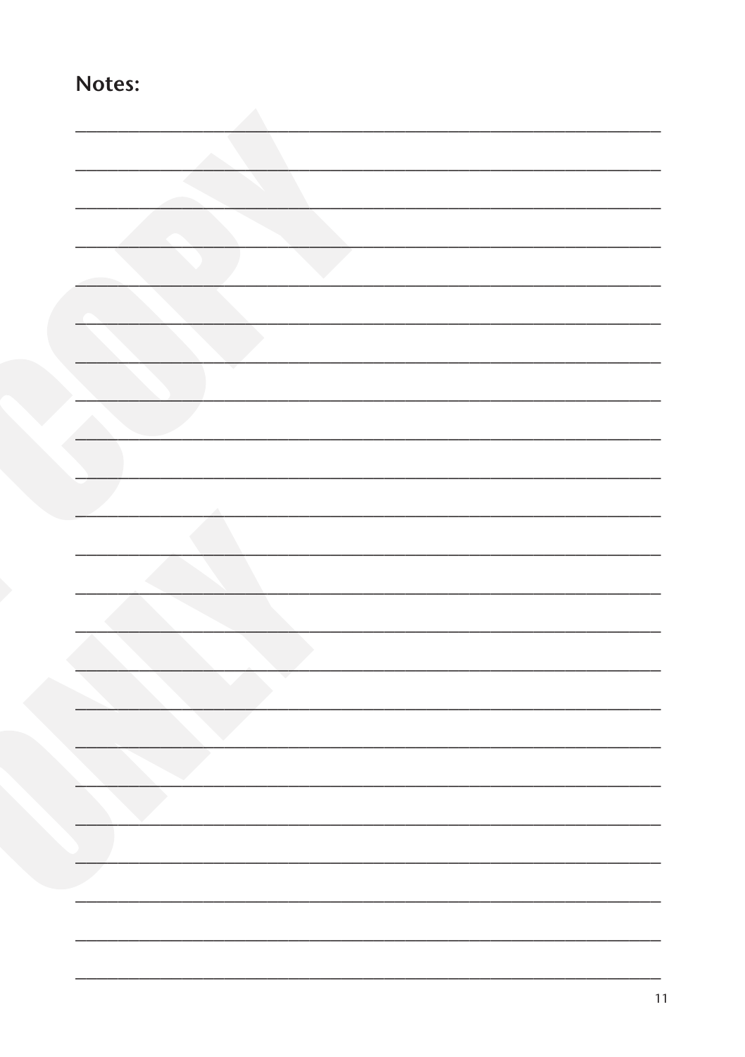**Notes:**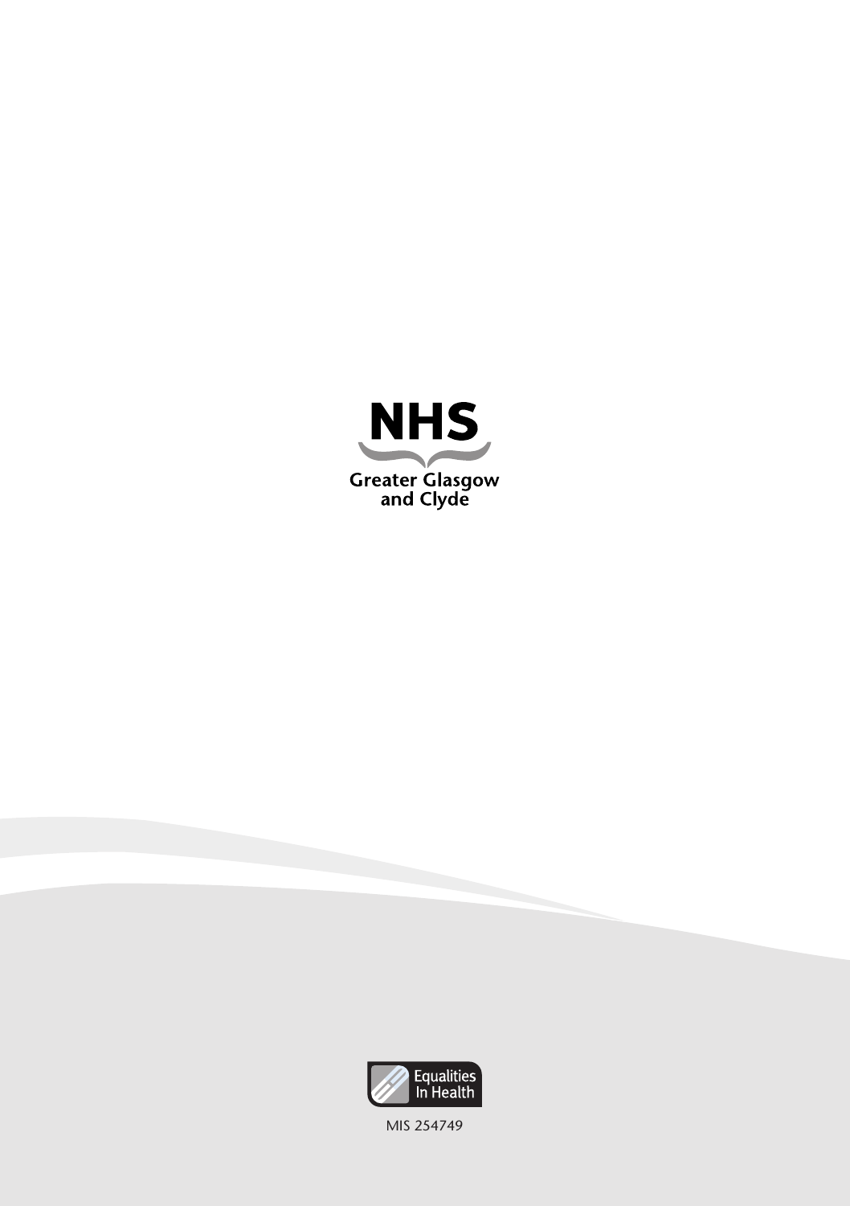NHS
Greater Glasgow
and Clyde

Equalities
In Health

MIS 254749